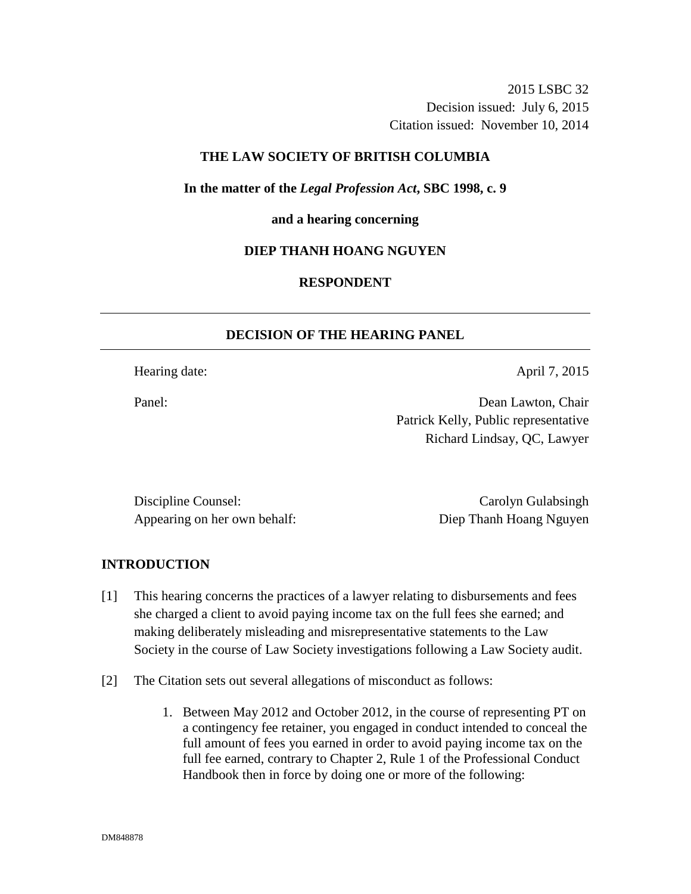2015 LSBC 32
Decision issued: July 6, 2015
Citation issued: November 10, 2014

**THE LAW SOCIETY OF BRITISH COLUMBIA**

**In the matter of the *Legal Profession Act*, SBC 1998, c. 9**

**and a hearing concerning**

**DIEP THANH HOANG NGUYEN**

**RESPONDENT**

---

## DECISION OF THE HEARING PANEL

---

Hearing date: April 7, 2015

Panel: Dean Lawton, Chair
Patrick Kelly, Public representative
Richard Lindsay, QC, Lawyer

Discipline Counsel: Carolyn Gulabsingh
Appearing on her own behalf: Diep Thanh Hoang Nguyen

## INTRODUCTION

[1] This hearing concerns the practices of a lawyer relating to disbursements and fees she charged a client to avoid paying income tax on the full fees she earned; and making deliberately misleading and misrepresentative statements to the Law Society in the course of Law Society investigations following a Law Society audit.

[2] The Citation sets out several allegations of misconduct as follows:

1. Between May 2012 and October 2012, in the course of representing PT on a contingency fee retainer, you engaged in conduct intended to conceal the full amount of fees you earned in order to avoid paying income tax on the full fee earned, contrary to Chapter 2, Rule 1 of the Professional Conduct Handbook then in force by doing one or more of the following: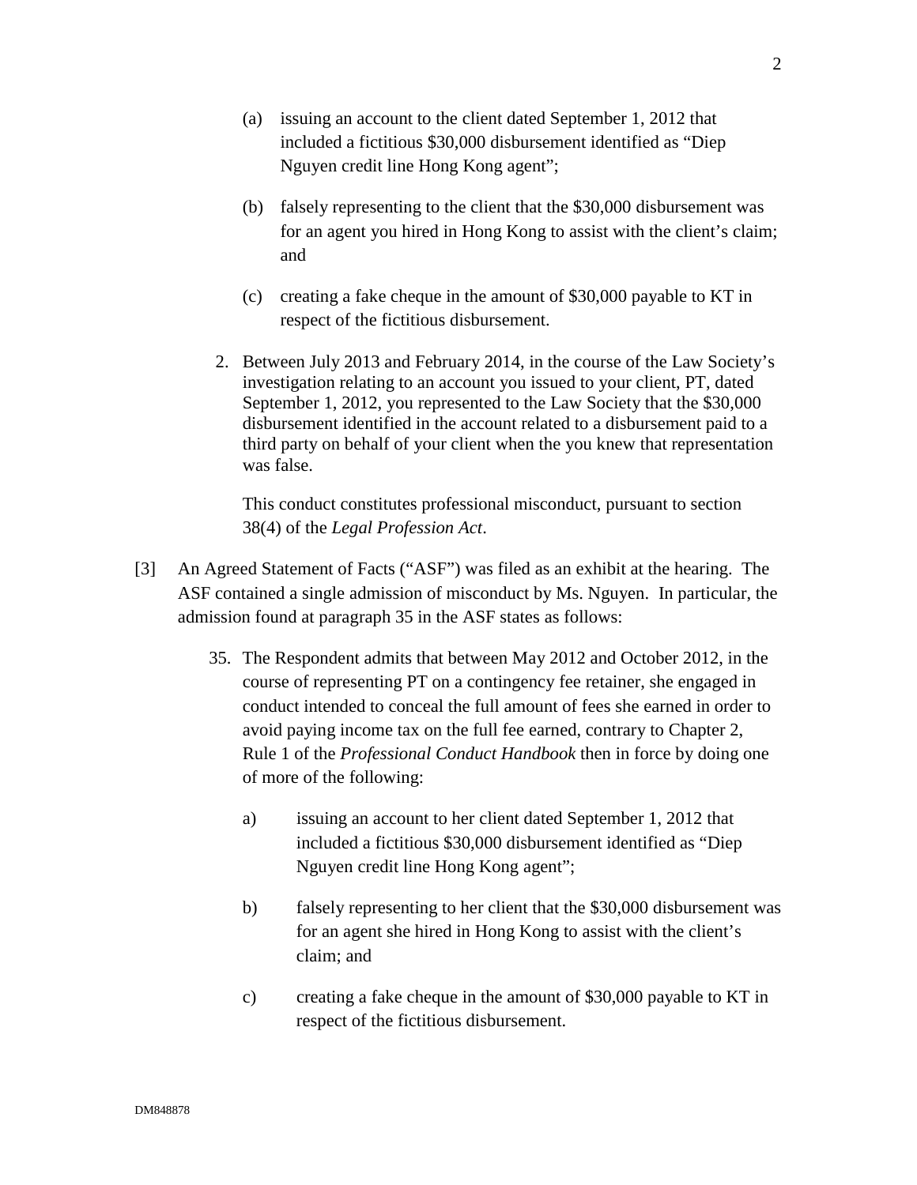(a) issuing an account to the client dated September 1, 2012 that included a fictitious $30,000 disbursement identified as "Diep Nguyen credit line Hong Kong agent";

(b) falsely representing to the client that the $30,000 disbursement was for an agent you hired in Hong Kong to assist with the client's claim; and

(c) creating a fake cheque in the amount of $30,000 payable to KT in respect of the fictitious disbursement.

2. Between July 2013 and February 2014, in the course of the Law Society's investigation relating to an account you issued to your client, PT, dated September 1, 2012, you represented to the Law Society that the $30,000 disbursement identified in the account related to a disbursement paid to a third party on behalf of your client when the you knew that representation was false.

This conduct constitutes professional misconduct, pursuant to section 38(4) of the *Legal Profession Act*.

[3] An Agreed Statement of Facts ("ASF") was filed as an exhibit at the hearing. The ASF contained a single admission of misconduct by Ms. Nguyen. In particular, the admission found at paragraph 35 in the ASF states as follows:

35. The Respondent admits that between May 2012 and October 2012, in the course of representing PT on a contingency fee retainer, she engaged in conduct intended to conceal the full amount of fees she earned in order to avoid paying income tax on the full fee earned, contrary to Chapter 2, Rule 1 of the *Professional Conduct Handbook* then in force by doing one of more of the following:

a) issuing an account to her client dated September 1, 2012 that included a fictitious $30,000 disbursement identified as "Diep Nguyen credit line Hong Kong agent";

b) falsely representing to her client that the $30,000 disbursement was for an agent she hired in Hong Kong to assist with the client's claim; and

c) creating a fake cheque in the amount of $30,000 payable to KT in respect of the fictitious disbursement.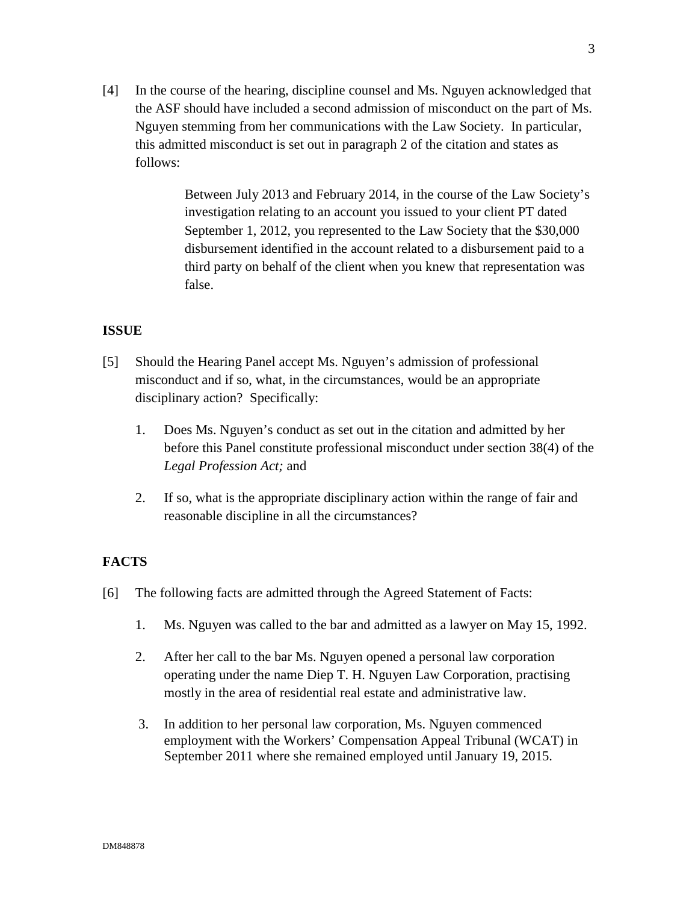[4] In the course of the hearing, discipline counsel and Ms. Nguyen acknowledged that the ASF should have included a second admission of misconduct on the part of Ms. Nguyen stemming from her communications with the Law Society. In particular, this admitted misconduct is set out in paragraph 2 of the citation and states as follows:

> Between July 2013 and February 2014, in the course of the Law Society's investigation relating to an account you issued to your client PT dated September 1, 2012, you represented to the Law Society that the $30,000 disbursement identified in the account related to a disbursement paid to a third party on behalf of the client when you knew that representation was false.

## ISSUE

[5] Should the Hearing Panel accept Ms. Nguyen's admission of professional misconduct and if so, what, in the circumstances, would be an appropriate disciplinary action? Specifically:

1. Does Ms. Nguyen's conduct as set out in the citation and admitted by her before this Panel constitute professional misconduct under section 38(4) of the *Legal Profession Act;* and
2. If so, what is the appropriate disciplinary action within the range of fair and reasonable discipline in all the circumstances?

## FACTS

[6] The following facts are admitted through the Agreed Statement of Facts:

1. Ms. Nguyen was called to the bar and admitted as a lawyer on May 15, 1992.
2. After her call to the bar Ms. Nguyen opened a personal law corporation operating under the name Diep T. H. Nguyen Law Corporation, practising mostly in the area of residential real estate and administrative law.
3. In addition to her personal law corporation, Ms. Nguyen commenced employment with the Workers' Compensation Appeal Tribunal (WCAT) in September 2011 where she remained employed until January 19, 2015.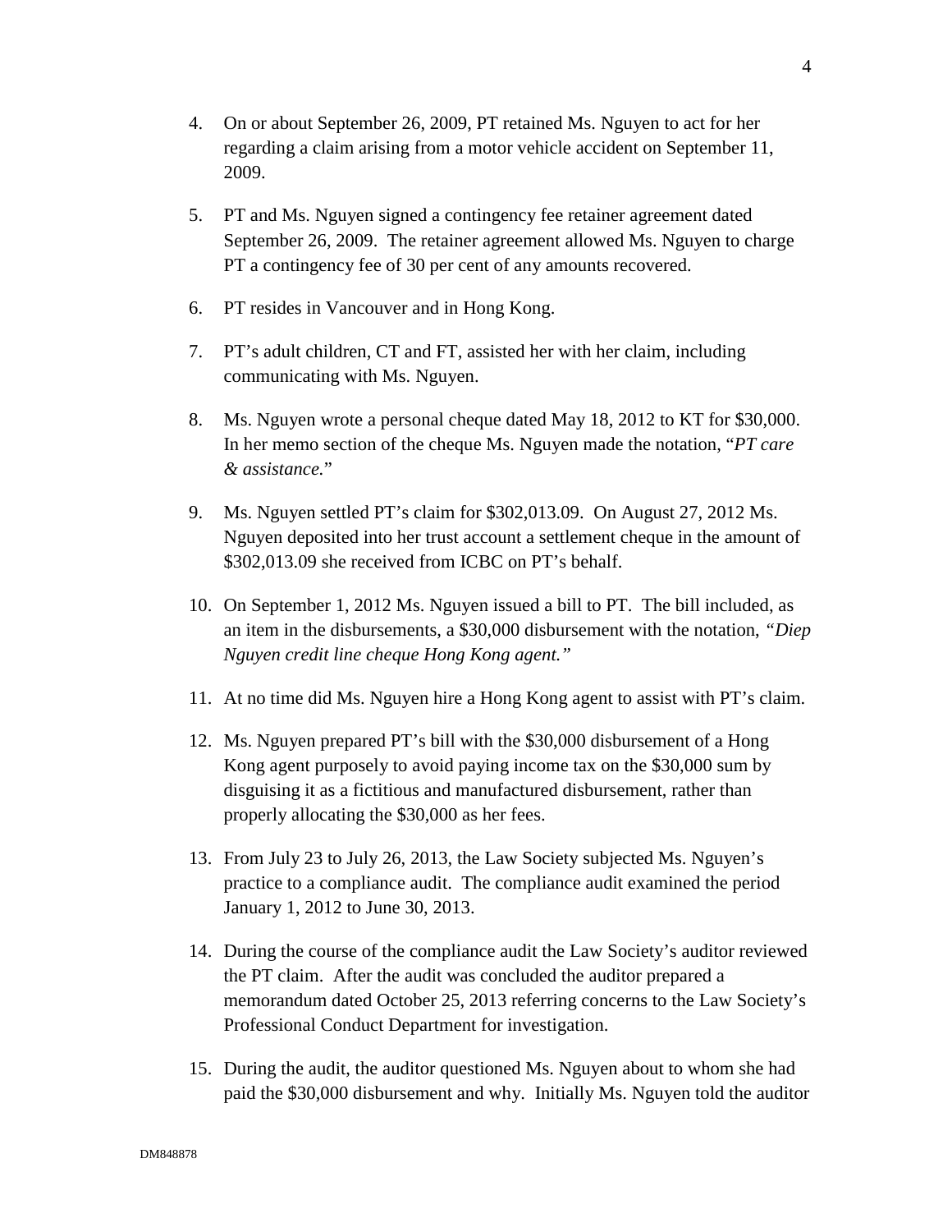4. On or about September 26, 2009, PT retained Ms. Nguyen to act for her regarding a claim arising from a motor vehicle accident on September 11, 2009.

5. PT and Ms. Nguyen signed a contingency fee retainer agreement dated September 26, 2009. The retainer agreement allowed Ms. Nguyen to charge PT a contingency fee of 30 per cent of any amounts recovered.

6. PT resides in Vancouver and in Hong Kong.

7. PT's adult children, CT and FT, assisted her with her claim, including communicating with Ms. Nguyen.

8. Ms. Nguyen wrote a personal cheque dated May 18, 2012 to KT for $30,000. In her memo section of the cheque Ms. Nguyen made the notation, "*PT care & assistance.*"

9. Ms. Nguyen settled PT's claim for $302,013.09. On August 27, 2012 Ms. Nguyen deposited into her trust account a settlement cheque in the amount of $302,013.09 she received from ICBC on PT's behalf.

10. On September 1, 2012 Ms. Nguyen issued a bill to PT. The bill included, as an item in the disbursements, a $30,000 disbursement with the notation, *"Diep Nguyen credit line cheque Hong Kong agent."*

11. At no time did Ms. Nguyen hire a Hong Kong agent to assist with PT's claim.

12. Ms. Nguyen prepared PT's bill with the $30,000 disbursement of a Hong Kong agent purposely to avoid paying income tax on the $30,000 sum by disguising it as a fictitious and manufactured disbursement, rather than properly allocating the $30,000 as her fees.

13. From July 23 to July 26, 2013, the Law Society subjected Ms. Nguyen's practice to a compliance audit. The compliance audit examined the period January 1, 2012 to June 30, 2013.

14. During the course of the compliance audit the Law Society's auditor reviewed the PT claim. After the audit was concluded the auditor prepared a memorandum dated October 25, 2013 referring concerns to the Law Society's Professional Conduct Department for investigation.

15. During the audit, the auditor questioned Ms. Nguyen about to whom she had paid the $30,000 disbursement and why. Initially Ms. Nguyen told the auditor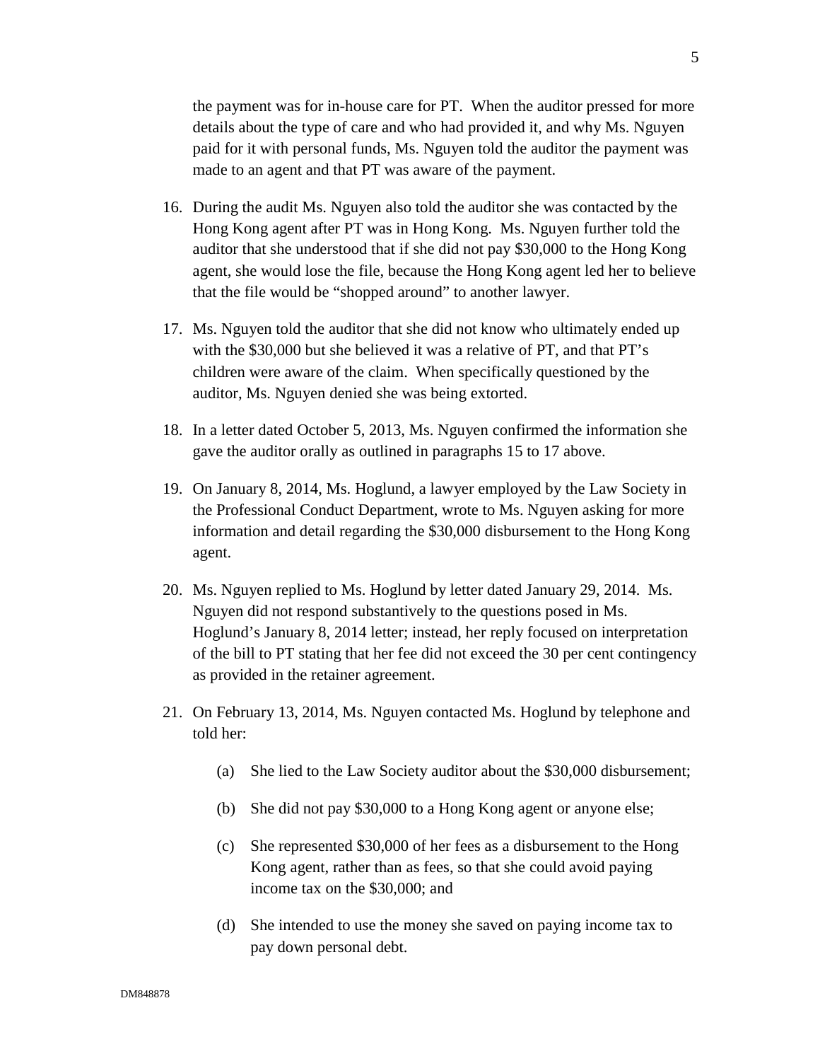the payment was for in-house care for PT. When the auditor pressed for more details about the type of care and who had provided it, and why Ms. Nguyen paid for it with personal funds, Ms. Nguyen told the auditor the payment was made to an agent and that PT was aware of the payment.

16. During the audit Ms. Nguyen also told the auditor she was contacted by the Hong Kong agent after PT was in Hong Kong. Ms. Nguyen further told the auditor that she understood that if she did not pay $30,000 to the Hong Kong agent, she would lose the file, because the Hong Kong agent led her to believe that the file would be "shopped around" to another lawyer.

17. Ms. Nguyen told the auditor that she did not know who ultimately ended up with the $30,000 but she believed it was a relative of PT, and that PT's children were aware of the claim. When specifically questioned by the auditor, Ms. Nguyen denied she was being extorted.

18. In a letter dated October 5, 2013, Ms. Nguyen confirmed the information she gave the auditor orally as outlined in paragraphs 15 to 17 above.

19. On January 8, 2014, Ms. Hoglund, a lawyer employed by the Law Society in the Professional Conduct Department, wrote to Ms. Nguyen asking for more information and detail regarding the $30,000 disbursement to the Hong Kong agent.

20. Ms. Nguyen replied to Ms. Hoglund by letter dated January 29, 2014. Ms. Nguyen did not respond substantively to the questions posed in Ms. Hoglund's January 8, 2014 letter; instead, her reply focused on interpretation of the bill to PT stating that her fee did not exceed the 30 per cent contingency as provided in the retainer agreement.

21. On February 13, 2014, Ms. Nguyen contacted Ms. Hoglund by telephone and told her:

    (a) She lied to the Law Society auditor about the $30,000 disbursement;

    (b) She did not pay $30,000 to a Hong Kong agent or anyone else;

    (c) She represented $30,000 of her fees as a disbursement to the Hong Kong agent, rather than as fees, so that she could avoid paying income tax on the $30,000; and

    (d) She intended to use the money she saved on paying income tax to pay down personal debt.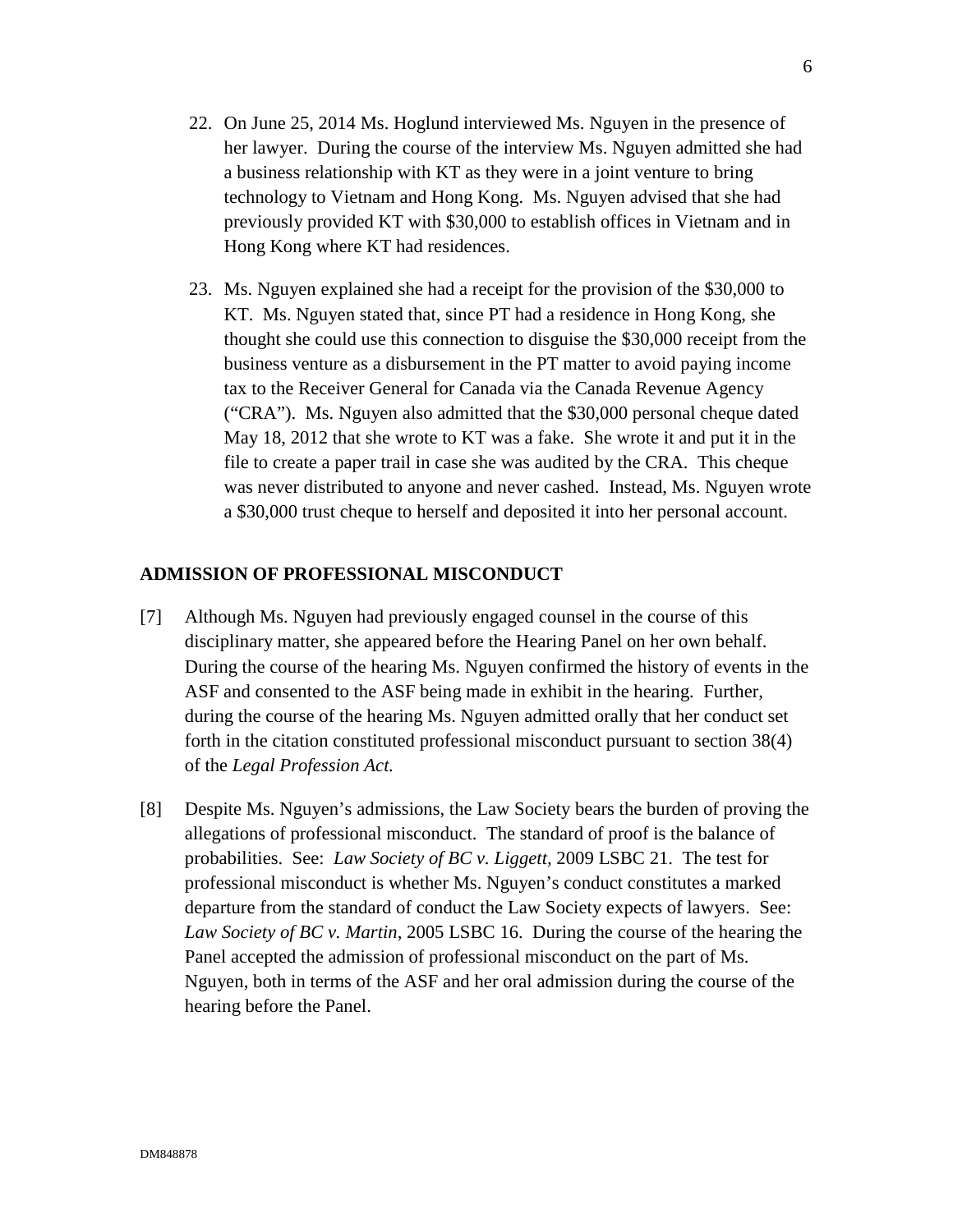22. On June 25, 2014 Ms. Hoglund interviewed Ms. Nguyen in the presence of her lawyer. During the course of the interview Ms. Nguyen admitted she had a business relationship with KT as they were in a joint venture to bring technology to Vietnam and Hong Kong. Ms. Nguyen advised that she had previously provided KT with $30,000 to establish offices in Vietnam and in Hong Kong where KT had residences.

23. Ms. Nguyen explained she had a receipt for the provision of the $30,000 to KT. Ms. Nguyen stated that, since PT had a residence in Hong Kong, she thought she could use this connection to disguise the $30,000 receipt from the business venture as a disbursement in the PT matter to avoid paying income tax to the Receiver General for Canada via the Canada Revenue Agency ("CRA"). Ms. Nguyen also admitted that the $30,000 personal cheque dated May 18, 2012 that she wrote to KT was a fake. She wrote it and put it in the file to create a paper trail in case she was audited by the CRA. This cheque was never distributed to anyone and never cashed. Instead, Ms. Nguyen wrote a $30,000 trust cheque to herself and deposited it into her personal account.

## ADMISSION OF PROFESSIONAL MISCONDUCT

[7] Although Ms. Nguyen had previously engaged counsel in the course of this disciplinary matter, she appeared before the Hearing Panel on her own behalf. During the course of the hearing Ms. Nguyen confirmed the history of events in the ASF and consented to the ASF being made in exhibit in the hearing. Further, during the course of the hearing Ms. Nguyen admitted orally that her conduct set forth in the citation constituted professional misconduct pursuant to section 38(4) of the *Legal Profession Act.*

[8] Despite Ms. Nguyen's admissions, the Law Society bears the burden of proving the allegations of professional misconduct. The standard of proof is the balance of probabilities. See: *Law Society of BC v. Liggett*, 2009 LSBC 21. The test for professional misconduct is whether Ms. Nguyen's conduct constitutes a marked departure from the standard of conduct the Law Society expects of lawyers. See: *Law Society of BC v. Martin*, 2005 LSBC 16. During the course of the hearing the Panel accepted the admission of professional misconduct on the part of Ms. Nguyen, both in terms of the ASF and her oral admission during the course of the hearing before the Panel.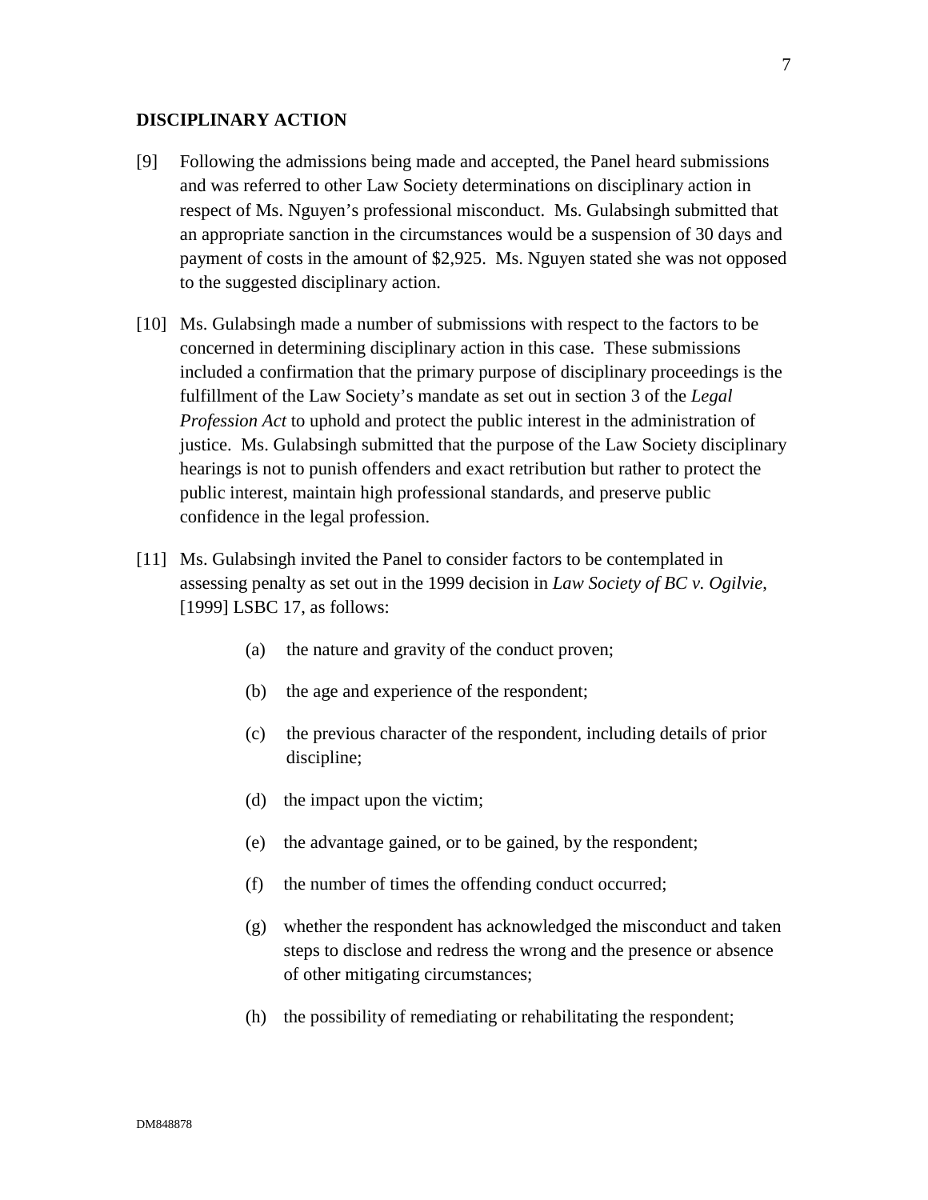## DISCIPLINARY ACTION

[9] Following the admissions being made and accepted, the Panel heard submissions and was referred to other Law Society determinations on disciplinary action in respect of Ms. Nguyen's professional misconduct. Ms. Gulabsingh submitted that an appropriate sanction in the circumstances would be a suspension of 30 days and payment of costs in the amount of $2,925. Ms. Nguyen stated she was not opposed to the suggested disciplinary action.

[10] Ms. Gulabsingh made a number of submissions with respect to the factors to be concerned in determining disciplinary action in this case. These submissions included a confirmation that the primary purpose of disciplinary proceedings is the fulfillment of the Law Society's mandate as set out in section 3 of the *Legal Profession Act* to uphold and protect the public interest in the administration of justice. Ms. Gulabsingh submitted that the purpose of the Law Society disciplinary hearings is not to punish offenders and exact retribution but rather to protect the public interest, maintain high professional standards, and preserve public confidence in the legal profession.

[11] Ms. Gulabsingh invited the Panel to consider factors to be contemplated in assessing penalty as set out in the 1999 decision in *Law Society of BC v. Ogilvie*, [1999] LSBC 17, as follows:

(a) the nature and gravity of the conduct proven;

(b) the age and experience of the respondent;

(c) the previous character of the respondent, including details of prior discipline;

(d) the impact upon the victim;

(e) the advantage gained, or to be gained, by the respondent;

(f) the number of times the offending conduct occurred;

(g) whether the respondent has acknowledged the misconduct and taken steps to disclose and redress the wrong and the presence or absence of other mitigating circumstances;

(h) the possibility of remediating or rehabilitating the respondent;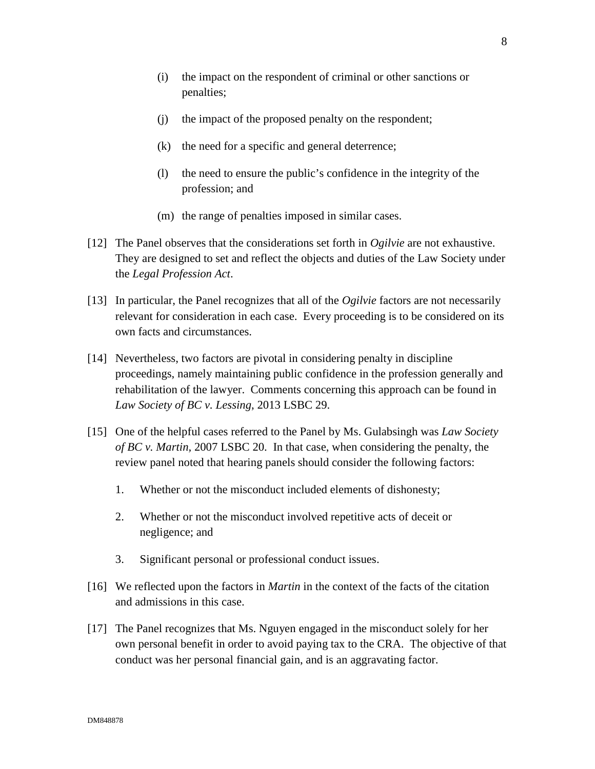(i) the impact on the respondent of criminal or other sanctions or penalties;

(j) the impact of the proposed penalty on the respondent;

(k) the need for a specific and general deterrence;

(l) the need to ensure the public's confidence in the integrity of the profession; and

(m) the range of penalties imposed in similar cases.

[12] The Panel observes that the considerations set forth in *Ogilvie* are not exhaustive. They are designed to set and reflect the objects and duties of the Law Society under the *Legal Profession Act*.

[13] In particular, the Panel recognizes that all of the *Ogilvie* factors are not necessarily relevant for consideration in each case. Every proceeding is to be considered on its own facts and circumstances.

[14] Nevertheless, two factors are pivotal in considering penalty in discipline proceedings, namely maintaining public confidence in the profession generally and rehabilitation of the lawyer. Comments concerning this approach can be found in *Law Society of BC v. Lessing*, 2013 LSBC 29.

[15] One of the helpful cases referred to the Panel by Ms. Gulabsingh was *Law Society of BC v. Martin*, 2007 LSBC 20. In that case, when considering the penalty, the review panel noted that hearing panels should consider the following factors:

1. Whether or not the misconduct included elements of dishonesty;
2. Whether or not the misconduct involved repetitive acts of deceit or negligence; and
3. Significant personal or professional conduct issues.

[16] We reflected upon the factors in *Martin* in the context of the facts of the citation and admissions in this case.

[17] The Panel recognizes that Ms. Nguyen engaged in the misconduct solely for her own personal benefit in order to avoid paying tax to the CRA. The objective of that conduct was her personal financial gain, and is an aggravating factor.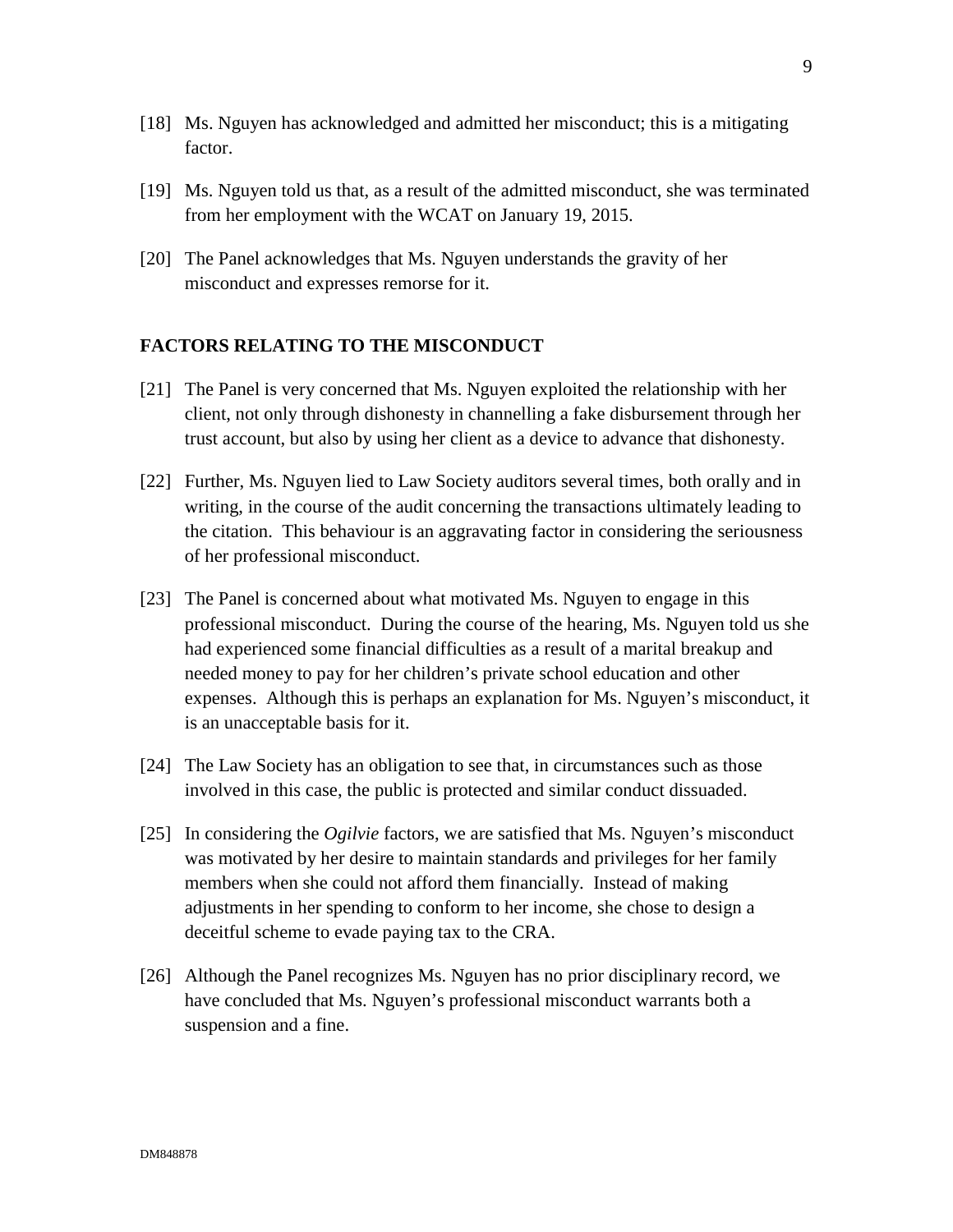[18] Ms. Nguyen has acknowledged and admitted her misconduct; this is a mitigating factor.

[19] Ms. Nguyen told us that, as a result of the admitted misconduct, she was terminated from her employment with the WCAT on January 19, 2015.

[20] The Panel acknowledges that Ms. Nguyen understands the gravity of her misconduct and expresses remorse for it.

## FACTORS RELATING TO THE MISCONDUCT

[21] The Panel is very concerned that Ms. Nguyen exploited the relationship with her client, not only through dishonesty in channelling a fake disbursement through her trust account, but also by using her client as a device to advance that dishonesty.

[22] Further, Ms. Nguyen lied to Law Society auditors several times, both orally and in writing, in the course of the audit concerning the transactions ultimately leading to the citation. This behaviour is an aggravating factor in considering the seriousness of her professional misconduct.

[23] The Panel is concerned about what motivated Ms. Nguyen to engage in this professional misconduct. During the course of the hearing, Ms. Nguyen told us she had experienced some financial difficulties as a result of a marital breakup and needed money to pay for her children's private school education and other expenses. Although this is perhaps an explanation for Ms. Nguyen's misconduct, it is an unacceptable basis for it.

[24] The Law Society has an obligation to see that, in circumstances such as those involved in this case, the public is protected and similar conduct dissuaded.

[25] In considering the *Ogilvie* factors, we are satisfied that Ms. Nguyen's misconduct was motivated by her desire to maintain standards and privileges for her family members when she could not afford them financially. Instead of making adjustments in her spending to conform to her income, she chose to design a deceitful scheme to evade paying tax to the CRA.

[26] Although the Panel recognizes Ms. Nguyen has no prior disciplinary record, we have concluded that Ms. Nguyen's professional misconduct warrants both a suspension and a fine.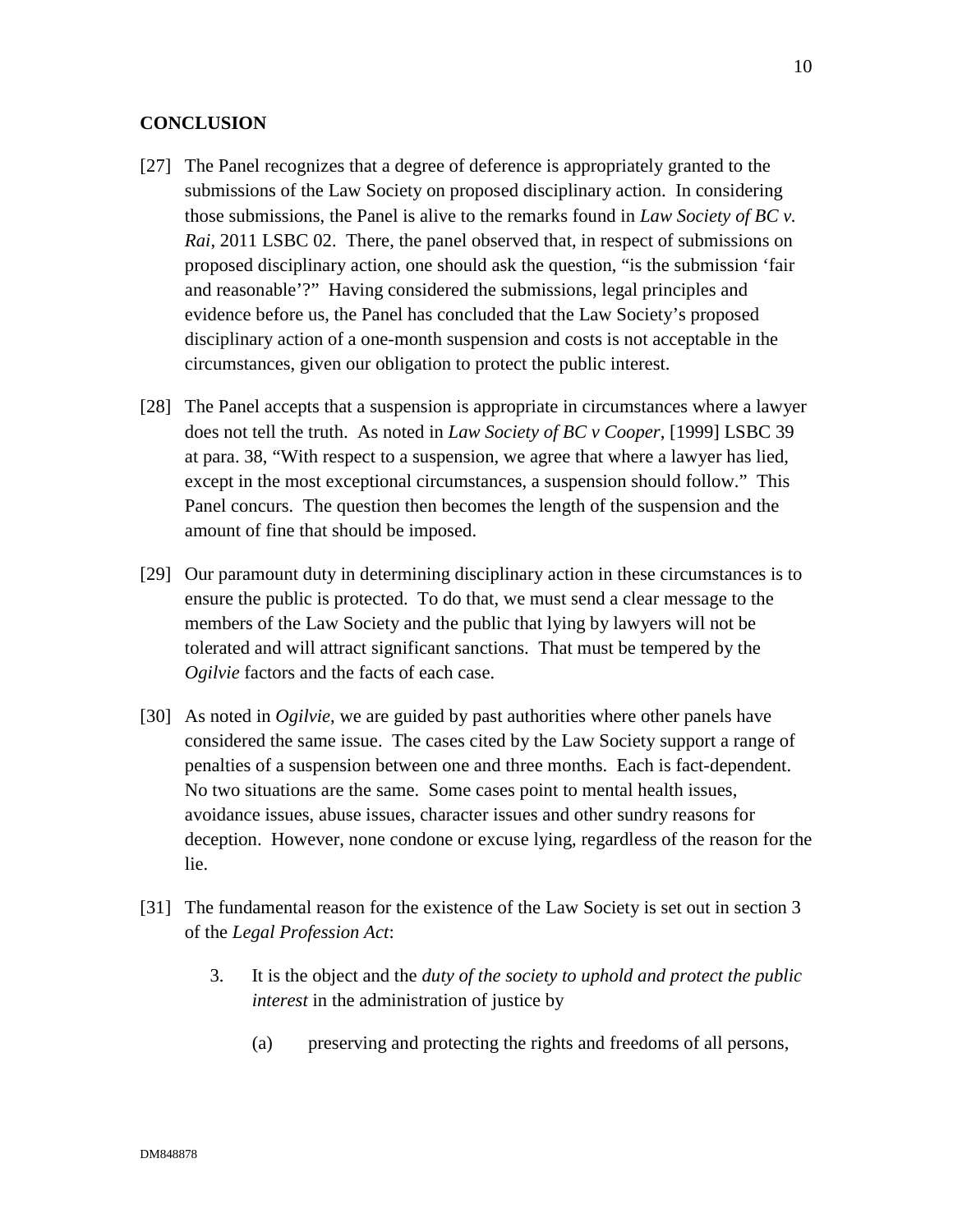## CONCLUSION

[27] The Panel recognizes that a degree of deference is appropriately granted to the submissions of the Law Society on proposed disciplinary action. In considering those submissions, the Panel is alive to the remarks found in *Law Society of BC v. Rai*, 2011 LSBC 02. There, the panel observed that, in respect of submissions on proposed disciplinary action, one should ask the question, "is the submission 'fair and reasonable'?" Having considered the submissions, legal principles and evidence before us, the Panel has concluded that the Law Society's proposed disciplinary action of a one-month suspension and costs is not acceptable in the circumstances, given our obligation to protect the public interest.

[28] The Panel accepts that a suspension is appropriate in circumstances where a lawyer does not tell the truth. As noted in *Law Society of BC v Cooper*, [1999] LSBC 39 at para. 38, "With respect to a suspension, we agree that where a lawyer has lied, except in the most exceptional circumstances, a suspension should follow." This Panel concurs. The question then becomes the length of the suspension and the amount of fine that should be imposed.

[29] Our paramount duty in determining disciplinary action in these circumstances is to ensure the public is protected. To do that, we must send a clear message to the members of the Law Society and the public that lying by lawyers will not be tolerated and will attract significant sanctions. That must be tempered by the *Ogilvie* factors and the facts of each case.

[30] As noted in *Ogilvie*, we are guided by past authorities where other panels have considered the same issue. The cases cited by the Law Society support a range of penalties of a suspension between one and three months. Each is fact-dependent. No two situations are the same. Some cases point to mental health issues, avoidance issues, abuse issues, character issues and other sundry reasons for deception. However, none condone or excuse lying, regardless of the reason for the lie.

[31] The fundamental reason for the existence of the Law Society is set out in section 3 of the *Legal Profession Act*:

> 3. It is the object and the *duty of the society to uphold and protect the public interest* in the administration of justice by
>
> (a) preserving and protecting the rights and freedoms of all persons,

DM848878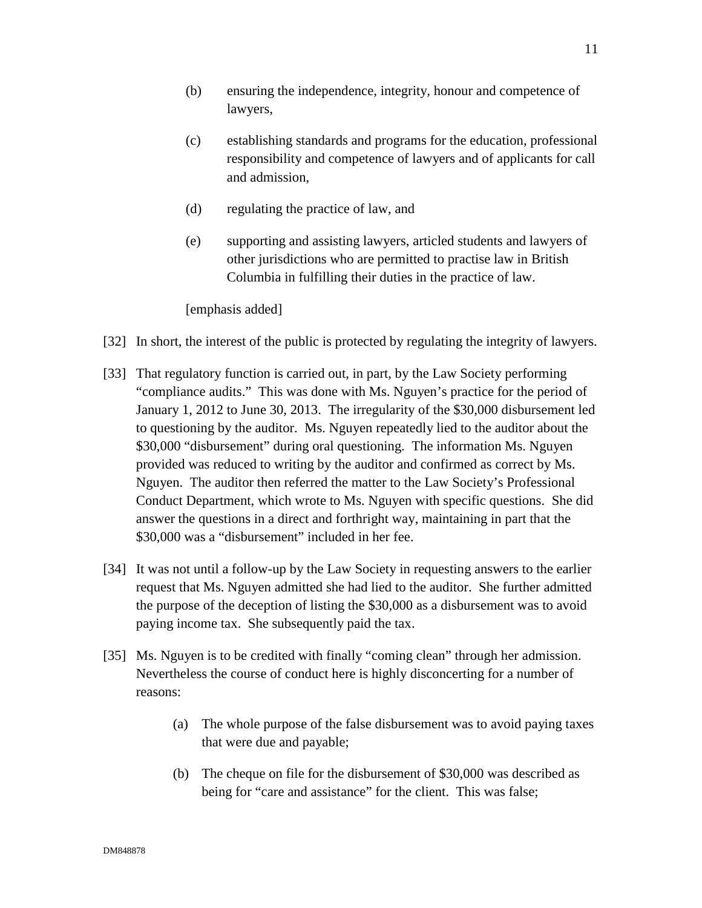> (b) ensuring the independence, integrity, honour and competence of lawyers,
>
> (c) establishing standards and programs for the education, professional responsibility and competence of lawyers and of applicants for call and admission,
>
> (d) regulating the practice of law, and
>
> (e) supporting and assisting lawyers, articled students and lawyers of other jurisdictions who are permitted to practise law in British Columbia in fulfilling their duties in the practice of law.
>
> [emphasis added]

[32] In short, the interest of the public is protected by regulating the integrity of lawyers.

[33] That regulatory function is carried out, in part, by the Law Society performing "compliance audits." This was done with Ms. Nguyen's practice for the period of January 1, 2012 to June 30, 2013. The irregularity of the $30,000 disbursement led to questioning by the auditor. Ms. Nguyen repeatedly lied to the auditor about the $30,000 "disbursement" during oral questioning. The information Ms. Nguyen provided was reduced to writing by the auditor and confirmed as correct by Ms. Nguyen. The auditor then referred the matter to the Law Society's Professional Conduct Department, which wrote to Ms. Nguyen with specific questions. She did answer the questions in a direct and forthright way, maintaining in part that the $30,000 was a "disbursement" included in her fee.

[34] It was not until a follow-up by the Law Society in requesting answers to the earlier request that Ms. Nguyen admitted she had lied to the auditor. She further admitted the purpose of the deception of listing the $30,000 as a disbursement was to avoid paying income tax. She subsequently paid the tax.

[35] Ms. Nguyen is to be credited with finally "coming clean" through her admission. Nevertheless the course of conduct here is highly disconcerting for a number of reasons:

> (a) The whole purpose of the false disbursement was to avoid paying taxes that were due and payable;
>
> (b) The cheque on file for the disbursement of $30,000 was described as being for "care and assistance" for the client. This was false;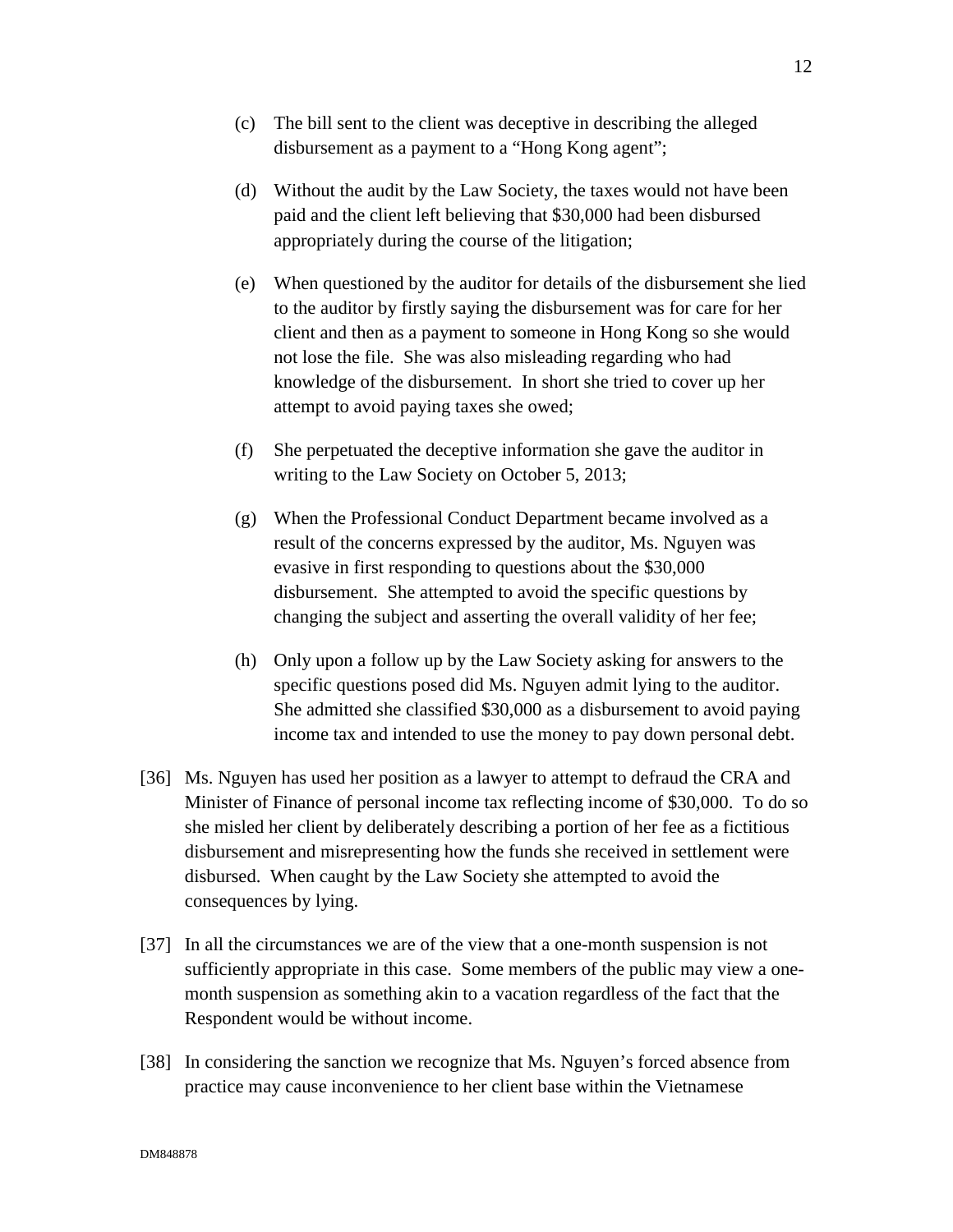(c) The bill sent to the client was deceptive in describing the alleged disbursement as a payment to a "Hong Kong agent";

(d) Without the audit by the Law Society, the taxes would not have been paid and the client left believing that $30,000 had been disbursed appropriately during the course of the litigation;

(e) When questioned by the auditor for details of the disbursement she lied to the auditor by firstly saying the disbursement was for care for her client and then as a payment to someone in Hong Kong so she would not lose the file. She was also misleading regarding who had knowledge of the disbursement. In short she tried to cover up her attempt to avoid paying taxes she owed;

(f) She perpetuated the deceptive information she gave the auditor in writing to the Law Society on October 5, 2013;

(g) When the Professional Conduct Department became involved as a result of the concerns expressed by the auditor, Ms. Nguyen was evasive in first responding to questions about the $30,000 disbursement. She attempted to avoid the specific questions by changing the subject and asserting the overall validity of her fee;

(h) Only upon a follow up by the Law Society asking for answers to the specific questions posed did Ms. Nguyen admit lying to the auditor. She admitted she classified $30,000 as a disbursement to avoid paying income tax and intended to use the money to pay down personal debt.

[36] Ms. Nguyen has used her position as a lawyer to attempt to defraud the CRA and Minister of Finance of personal income tax reflecting income of $30,000. To do so she misled her client by deliberately describing a portion of her fee as a fictitious disbursement and misrepresenting how the funds she received in settlement were disbursed. When caught by the Law Society she attempted to avoid the consequences by lying.

[37] In all the circumstances we are of the view that a one-month suspension is not sufficiently appropriate in this case. Some members of the public may view a one-month suspension as something akin to a vacation regardless of the fact that the Respondent would be without income.

[38] In considering the sanction we recognize that Ms. Nguyen's forced absence from practice may cause inconvenience to her client base within the Vietnamese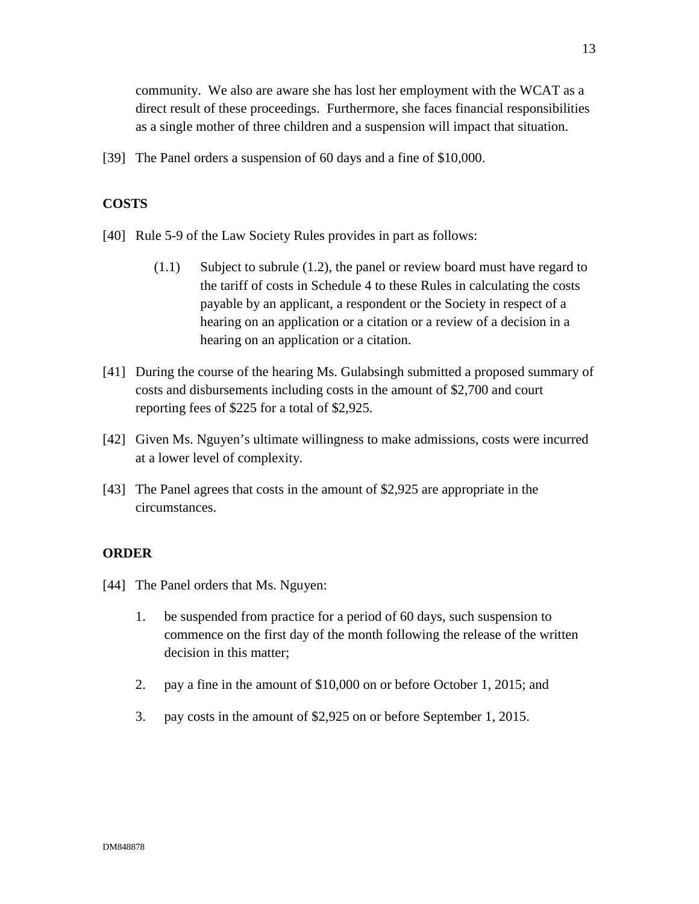community. We also are aware she has lost her employment with the WCAT as a direct result of these proceedings. Furthermore, she faces financial responsibilities as a single mother of three children and a suspension will impact that situation.

[39] The Panel orders a suspension of 60 days and a fine of $10,000.

## COSTS

[40] Rule 5-9 of the Law Society Rules provides in part as follows:

> (1.1) Subject to subrule (1.2), the panel or review board must have regard to the tariff of costs in Schedule 4 to these Rules in calculating the costs payable by an applicant, a respondent or the Society in respect of a hearing on an application or a citation or a review of a decision in a hearing on an application or a citation.

[41] During the course of the hearing Ms. Gulabsingh submitted a proposed summary of costs and disbursements including costs in the amount of $2,700 and court reporting fees of $225 for a total of $2,925.

[42] Given Ms. Nguyen's ultimate willingness to make admissions, costs were incurred at a lower level of complexity.

[43] The Panel agrees that costs in the amount of $2,925 are appropriate in the circumstances.

## ORDER

[44] The Panel orders that Ms. Nguyen:

1. be suspended from practice for a period of 60 days, such suspension to commence on the first day of the month following the release of the written decision in this matter;

2. pay a fine in the amount of $10,000 on or before October 1, 2015; and

3. pay costs in the amount of $2,925 on or before September 1, 2015.

DM848878